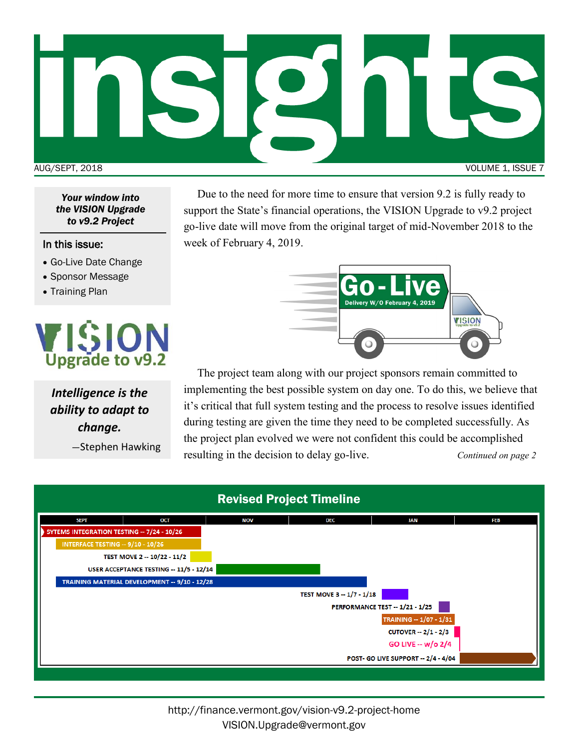# insights

AUG/SEPT, 2018

***Your window into the VISION Upgrade to v9.2 Project***

In this issue:

- Go-Live Date Change
- Sponsor Message
- Training Plan

VISION Upgrade to v9.2

***Intelligence is the ability to adapt to change.***

—Stephen Hawking

Due to the need for more time to ensure that version 9.2 is fully ready to support the State's financial operations, the VISION Upgrade to v9.2 project go-live date will move from the original target of mid-November 2018 to the week of February 4, 2019.

**Go - Live**
Delivery W/O February 4, 2019

The project team along with our project sponsors remain committed to implementing the best possible system on day one. To do this, we believe that it's critical that full system testing and the process to resolve issues identified during testing are given the time they need to be completed successfully. As the project plan evolved we were not confident this could be accomplished resulting in the decision to delay go-live. *Continued on page 2*

## Revised Project Timeline

| Activity | Dates |
|---|---|
| SYTEMS INTEGRATION TESTING | 7/24 - 10/26 |
| INTERFACE TESTING | 9/10 - 10/26 |
| TEST MOVE 2 | 10/22 - 11/2 |
| USER ACCEPTANCE TESTING | 11/5 - 12/14 |
| TRAINING MATERIAL DEVELOPMENT | 9/10 - 12/28 |
| TEST MOVE 3 | 1/7 - 1/18 |
| PERFORMANCE TEST | 1/21 - 1/25 |
| TRAINING | 1/07 - 1/31 |
| CUTOVER | 2/1 - 2/3 |
| GO LIVE | w/o 2/4 |
| POST- GO LIVE SUPPORT | 2/4 - 4/04 |

http://finance.vermont.gov/vision-v9.2-project-home
VISION.Upgrade@vermont.gov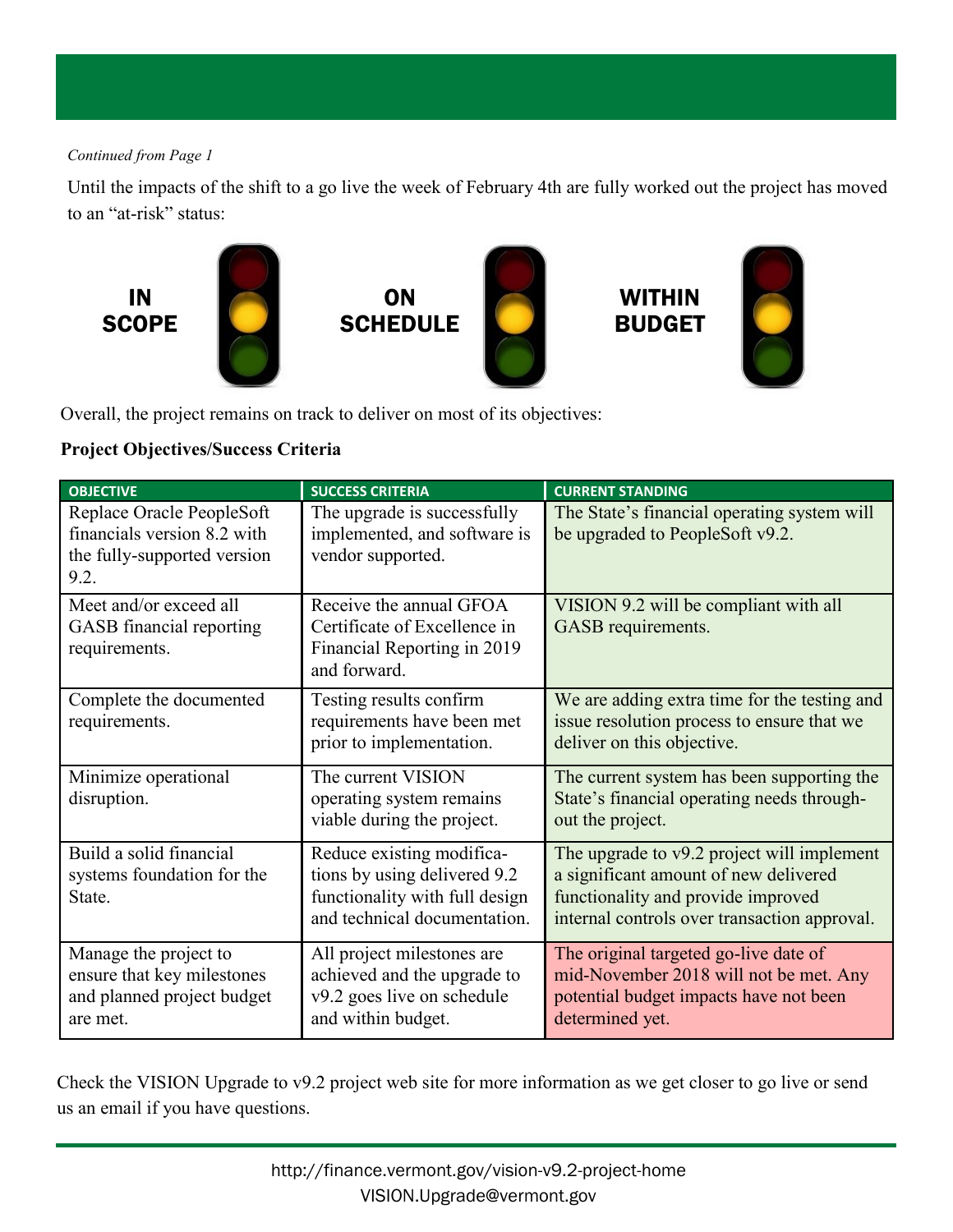*Continued from Page 1*

Until the impacts of the shift to a go live the week of February 4th are fully worked out the project has moved to an "at-risk" status:

**IN SCOPE** **ON SCHEDULE** **WITHIN BUDGET**

Overall, the project remains on track to deliver on most of its objectives:

**Project Objectives/Success Criteria**

| OBJECTIVE | SUCCESS CRITERIA | CURRENT STANDING |
|---|---|---|
| Replace Oracle PeopleSoft financials version 8.2 with the fully-supported version 9.2. | The upgrade is successfully implemented, and software is vendor supported. | The State's financial operating system will be upgraded to PeopleSoft v9.2. |
| Meet and/or exceed all GASB financial reporting requirements. | Receive the annual GFOA Certificate of Excellence in Financial Reporting in 2019 and forward. | VISION 9.2 will be compliant with all GASB requirements. |
| Complete the documented requirements. | Testing results confirm requirements have been met prior to implementation. | We are adding extra time for the testing and issue resolution process to ensure that we deliver on this objective. |
| Minimize operational disruption. | The current VISION operating system remains viable during the project. | The current system has been supporting the State's financial operating needs throughout the project. |
| Build a solid financial systems foundation for the State. | Reduce existing modifications by using delivered 9.2 functionality with full design and technical documentation. | The upgrade to v9.2 project will implement a significant amount of new delivered functionality and provide improved internal controls over transaction approval. |
| Manage the project to ensure that key milestones and planned project budget are met. | All project milestones are achieved and the upgrade to v9.2 goes live on schedule and within budget. | The original targeted go-live date of mid-November 2018 will not be met. Any potential budget impacts have not been determined yet. |

Check the VISION Upgrade to v9.2 project web site for more information as we get closer to go live or send us an email if you have questions.

http://finance.vermont.gov/vision-v9.2-project-home
VISION.Upgrade@vermont.gov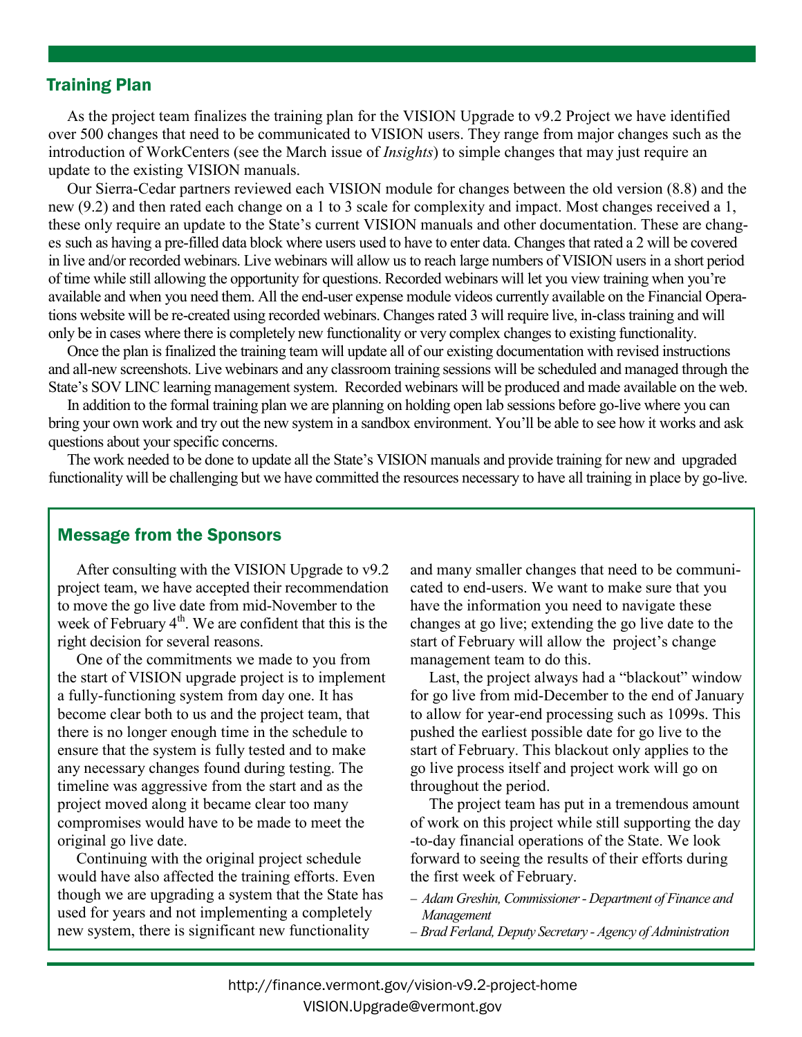## Training Plan

As the project team finalizes the training plan for the VISION Upgrade to v9.2 Project we have identified over 500 changes that need to be communicated to VISION users. They range from major changes such as the introduction of WorkCenters (see the March issue of *Insights*) to simple changes that may just require an update to the existing VISION manuals.

Our Sierra-Cedar partners reviewed each VISION module for changes between the old version (8.8) and the new (9.2) and then rated each change on a 1 to 3 scale for complexity and impact. Most changes received a 1, these only require an update to the State's current VISION manuals and other documentation. These are changes such as having a pre-filled data block where users used to have to enter data. Changes that rated a 2 will be covered in live and/or recorded webinars. Live webinars will allow us to reach large numbers of VISION users in a short period of time while still allowing the opportunity for questions. Recorded webinars will let you view training when you're available and when you need them. All the end-user expense module videos currently available on the Financial Operations website will be re-created using recorded webinars. Changes rated 3 will require live, in-class training and will only be in cases where there is completely new functionality or very complex changes to existing functionality.

Once the plan is finalized the training team will update all of our existing documentation with revised instructions and all-new screenshots. Live webinars and any classroom training sessions will be scheduled and managed through the State's SOV LINC learning management system. Recorded webinars will be produced and made available on the web.

In addition to the formal training plan we are planning on holding open lab sessions before go-live where you can bring your own work and try out the new system in a sandbox environment. You'll be able to see how it works and ask questions about your specific concerns.

The work needed to be done to update all the State's VISION manuals and provide training for new and upgraded functionality will be challenging but we have committed the resources necessary to have all training in place by go-live.

## Message from the Sponsors

After consulting with the VISION Upgrade to v9.2 project team, we have accepted their recommendation to move the go live date from mid-November to the week of February 4th. We are confident that this is the right decision for several reasons.

One of the commitments we made to you from the start of VISION upgrade project is to implement a fully-functioning system from day one. It has become clear both to us and the project team, that there is no longer enough time in the schedule to ensure that the system is fully tested and to make any necessary changes found during testing. The timeline was aggressive from the start and as the project moved along it became clear too many compromises would have to be made to meet the original go live date.

Continuing with the original project schedule would have also affected the training efforts. Even though we are upgrading a system that the State has used for years and not implementing a completely new system, there is significant new functionality and many smaller changes that need to be communicated to end-users. We want to make sure that you have the information you need to navigate these changes at go live; extending the go live date to the start of February will allow the project's change management team to do this.

Last, the project always had a "blackout" window for go live from mid-December to the end of January to allow for year-end processing such as 1099s. This pushed the earliest possible date for go live to the start of February. This blackout only applies to the go live process itself and project work will go on throughout the period.

The project team has put in a tremendous amount of work on this project while still supporting the day-to-day financial operations of the State. We look forward to seeing the results of their efforts during the first week of February.

*– Adam Greshin, Commissioner - Department of Finance and Management*

*– Brad Ferland, Deputy Secretary - Agency of Administration*

http://finance.vermont.gov/vision-v9.2-project-home
VISION.Upgrade@vermont.gov